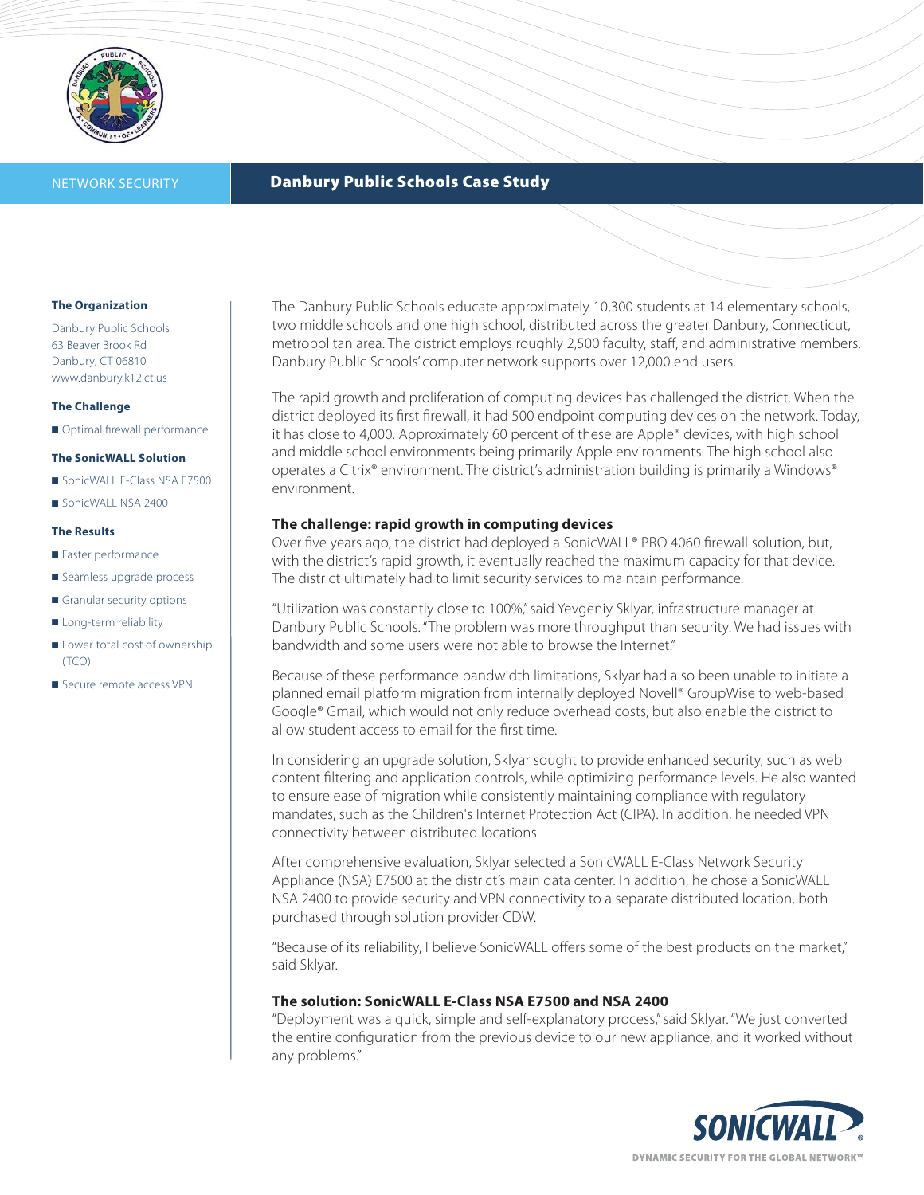NETWORK SECURITY

# Danbury Public Schools Case Study

**The Organization**

Danbury Public Schools
63 Beaver Brook Rd
Danbury, CT 06810
www.danbury.k12.ct.us

**The Challenge**

- Optimal firewall performance

**The SonicWALL Solution**

- SonicWALL E-Class NSA E7500
- SonicWALL NSA 2400

**The Results**

- Faster performance
- Seamless upgrade process
- Granular security options
- Long-term reliability
- Lower total cost of ownership (TCO)
- Secure remote access VPN

The Danbury Public Schools educate approximately 10,300 students at 14 elementary schools, two middle schools and one high school, distributed across the greater Danbury, Connecticut, metropolitan area. The district employs roughly 2,500 faculty, staff, and administrative members. Danbury Public Schools' computer network supports over 12,000 end users.

The rapid growth and proliferation of computing devices has challenged the district. When the district deployed its first firewall, it had 500 endpoint computing devices on the network. Today, it has close to 4,000. Approximately 60 percent of these are Apple® devices, with high school and middle school environments being primarily Apple environments. The high school also operates a Citrix® environment. The district's administration building is primarily a Windows® environment.

### The challenge: rapid growth in computing devices

Over five years ago, the district had deployed a SonicWALL® PRO 4060 firewall solution, but, with the district's rapid growth, it eventually reached the maximum capacity for that device. The district ultimately had to limit security services to maintain performance.

"Utilization was constantly close to 100%," said Yevgeniy Sklyar, infrastructure manager at Danbury Public Schools. "The problem was more throughput than security. We had issues with bandwidth and some users were not able to browse the Internet."

Because of these performance bandwidth limitations, Sklyar had also been unable to initiate a planned email platform migration from internally deployed Novell® GroupWise to web-based Google® Gmail, which would not only reduce overhead costs, but also enable the district to allow student access to email for the first time.

In considering an upgrade solution, Sklyar sought to provide enhanced security, such as web content filtering and application controls, while optimizing performance levels. He also wanted to ensure ease of migration while consistently maintaining compliance with regulatory mandates, such as the Children's Internet Protection Act (CIPA). In addition, he needed VPN connectivity between distributed locations.

After comprehensive evaluation, Sklyar selected a SonicWALL E-Class Network Security Appliance (NSA) E7500 at the district's main data center. In addition, he chose a SonicWALL NSA 2400 to provide security and VPN connectivity to a separate distributed location, both purchased through solution provider CDW.

"Because of its reliability, I believe SonicWALL offers some of the best products on the market," said Sklyar.

### The solution: SonicWALL E-Class NSA E7500 and NSA 2400

"Deployment was a quick, simple and self-explanatory process," said Sklyar. "We just converted the entire configuration from the previous device to our new appliance, and it worked without any problems."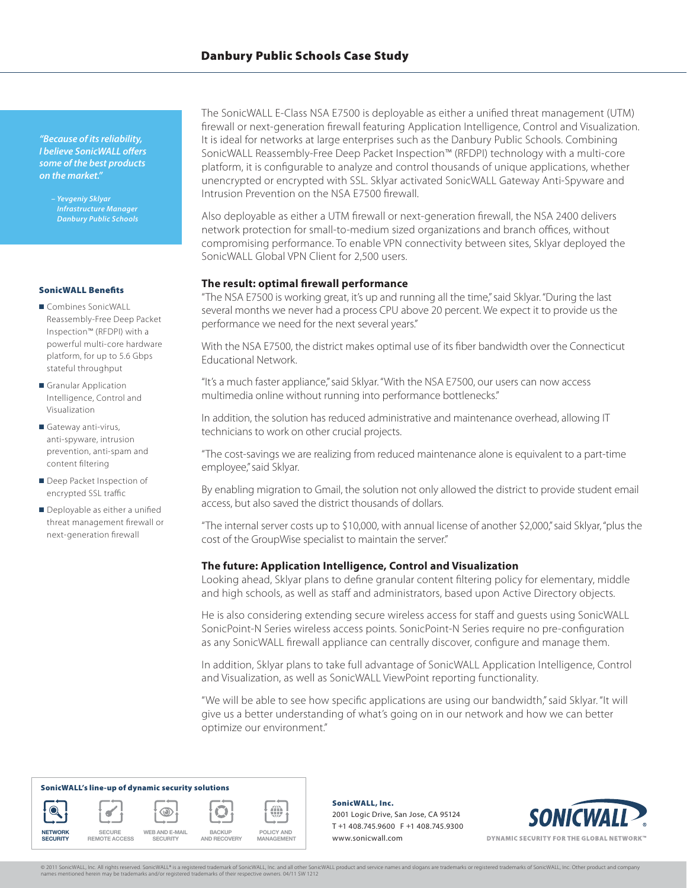## Danbury Public Schools Case Study

*"Because of its reliability, I believe SonicWALL offers some of the best products on the market."*

*– Yevgeniy Sklyar*
*Infrastructure Manager*
*Danbury Public Schools*

### SonicWALL Benefits

- Combines SonicWALL Reassembly-Free Deep Packet Inspection™ (RFDPI) with a powerful multi-core hardware platform, for up to 5.6 Gbps stateful throughput
- Granular Application Intelligence, Control and Visualization
- Gateway anti-virus, anti-spyware, intrusion prevention, anti-spam and content filtering
- Deep Packet Inspection of encrypted SSL traffic
- Deployable as either a unified threat management firewall or next-generation firewall

The SonicWALL E-Class NSA E7500 is deployable as either a unified threat management (UTM) firewall or next-generation firewall featuring Application Intelligence, Control and Visualization. It is ideal for networks at large enterprises such as the Danbury Public Schools. Combining SonicWALL Reassembly-Free Deep Packet Inspection™ (RFDPI) technology with a multi-core platform, it is configurable to analyze and control thousands of unique applications, whether unencrypted or encrypted with SSL. Sklyar activated SonicWALL Gateway Anti-Spyware and Intrusion Prevention on the NSA E7500 firewall.

Also deployable as either a UTM firewall or next-generation firewall, the NSA 2400 delivers network protection for small-to-medium sized organizations and branch offices, without compromising performance. To enable VPN connectivity between sites, Sklyar deployed the SonicWALL Global VPN Client for 2,500 users.

### The result: optimal firewall performance

"The NSA E7500 is working great, it's up and running all the time," said Sklyar. "During the last several months we never had a process CPU above 20 percent. We expect it to provide us the performance we need for the next several years."

With the NSA E7500, the district makes optimal use of its fiber bandwidth over the Connecticut Educational Network.

"It's a much faster appliance," said Sklyar. "With the NSA E7500, our users can now access multimedia online without running into performance bottlenecks."

In addition, the solution has reduced administrative and maintenance overhead, allowing IT technicians to work on other crucial projects.

"The cost-savings we are realizing from reduced maintenance alone is equivalent to a part-time employee," said Sklyar.

By enabling migration to Gmail, the solution not only allowed the district to provide student email access, but also saved the district thousands of dollars.

"The internal server costs up to $10,000, with annual license of another $2,000," said Sklyar, "plus the cost of the GroupWise specialist to maintain the server."

### The future: Application Intelligence, Control and Visualization

Looking ahead, Sklyar plans to define granular content filtering policy for elementary, middle and high schools, as well as staff and administrators, based upon Active Directory objects.

He is also considering extending secure wireless access for staff and guests using SonicWALL SonicPoint-N Series wireless access points. SonicPoint-N Series require no pre-configuration as any SonicWALL firewall appliance can centrally discover, configure and manage them.

In addition, Sklyar plans to take full advantage of SonicWALL Application Intelligence, Control and Visualization, as well as SonicWALL ViewPoint reporting functionality.

"We will be able to see how specific applications are using our bandwidth," said Sklyar. "It will give us a better understanding of what's going on in our network and how we can better optimize our environment."

**SonicWALL's line-up of dynamic security solutions**

NETWORK SECURITY
SECURE REMOTE ACCESS
WEB AND E-MAIL SECURITY
BACKUP AND RECOVERY
POLICY AND MANAGEMENT

**SonicWALL, Inc.**
2001 Logic Drive, San Jose, CA 95124
T +1 408.745.9600 F +1 408.745.9300
www.sonicwall.com

SONICWALL®
DYNAMIC SECURITY FOR THE GLOBAL NETWORK™

© 2011 SonicWALL, Inc. All rights reserved. SonicWALL® is a registered trademark of SonicWALL, Inc. and all other SonicWALL product and service names and slogans are trademarks or registered trademarks of SonicWALL, Inc. Other product and company names mentioned herein may be trademarks and/or registered trademarks of their respective owners. 04/11 SW 1212